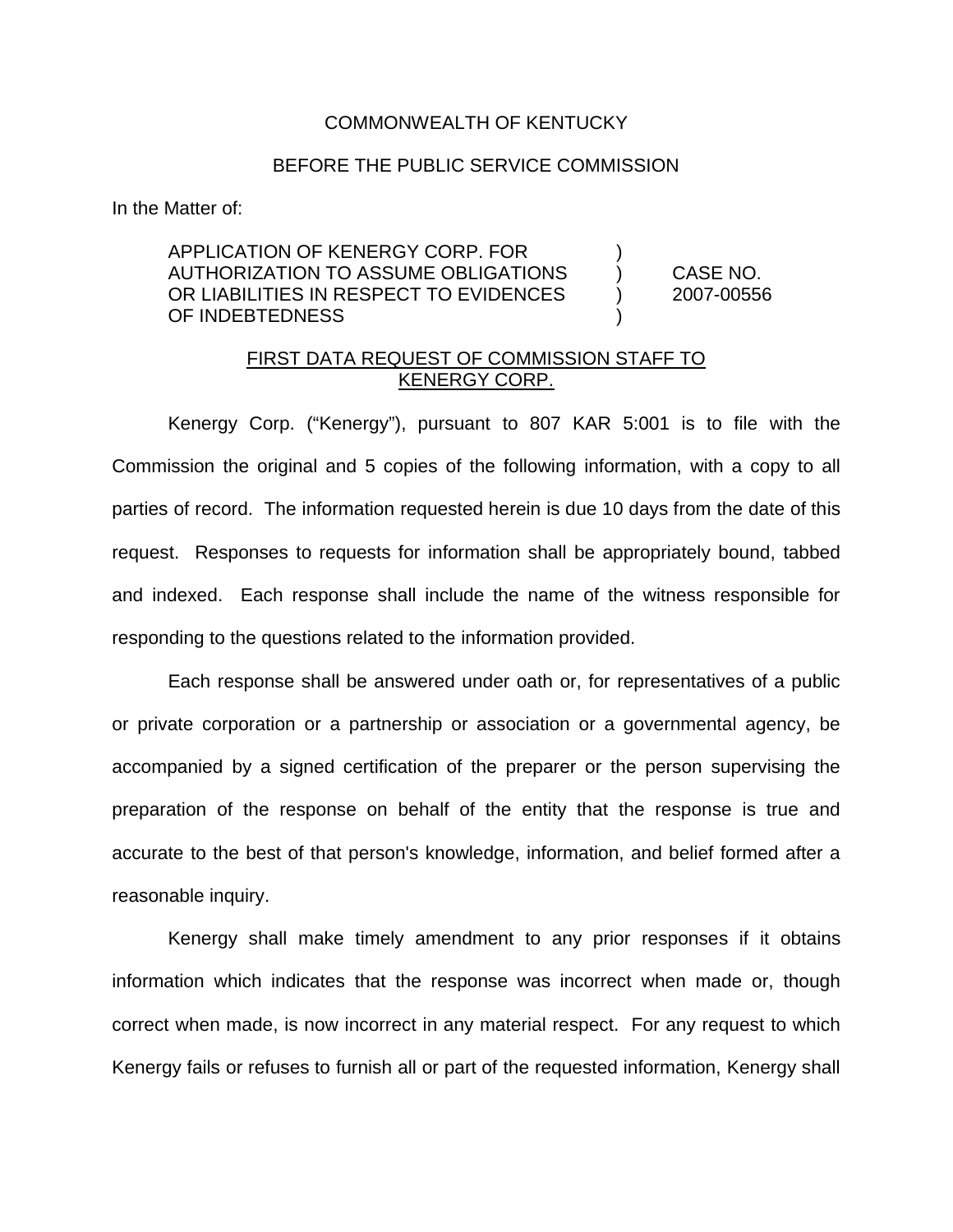COMMONWEALTH OF KENTUCKY

BEFORE THE PUBLIC SERVICE COMMISSION

In the Matter of:

| | | |
|---|---|---|
| APPLICATION OF KENERGY CORP. FOR AUTHORIZATION TO ASSUME OBLIGATIONS OR LIABILITIES IN RESPECT TO EVIDENCES OF INDEBTEDNESS | ) ) ) ) | CASE NO. 2007-00556 |

FIRST DATA REQUEST OF COMMISSION STAFF TO KENERGY CORP.

Kenergy Corp. ("Kenergy"), pursuant to 807 KAR 5:001 is to file with the Commission the original and 5 copies of the following information, with a copy to all parties of record. The information requested herein is due 10 days from the date of this request. Responses to requests for information shall be appropriately bound, tabbed and indexed. Each response shall include the name of the witness responsible for responding to the questions related to the information provided.

Each response shall be answered under oath or, for representatives of a public or private corporation or a partnership or association or a governmental agency, be accompanied by a signed certification of the preparer or the person supervising the preparation of the response on behalf of the entity that the response is true and accurate to the best of that person's knowledge, information, and belief formed after a reasonable inquiry.

Kenergy shall make timely amendment to any prior responses if it obtains information which indicates that the response was incorrect when made or, though correct when made, is now incorrect in any material respect. For any request to which Kenergy fails or refuses to furnish all or part of the requested information, Kenergy shall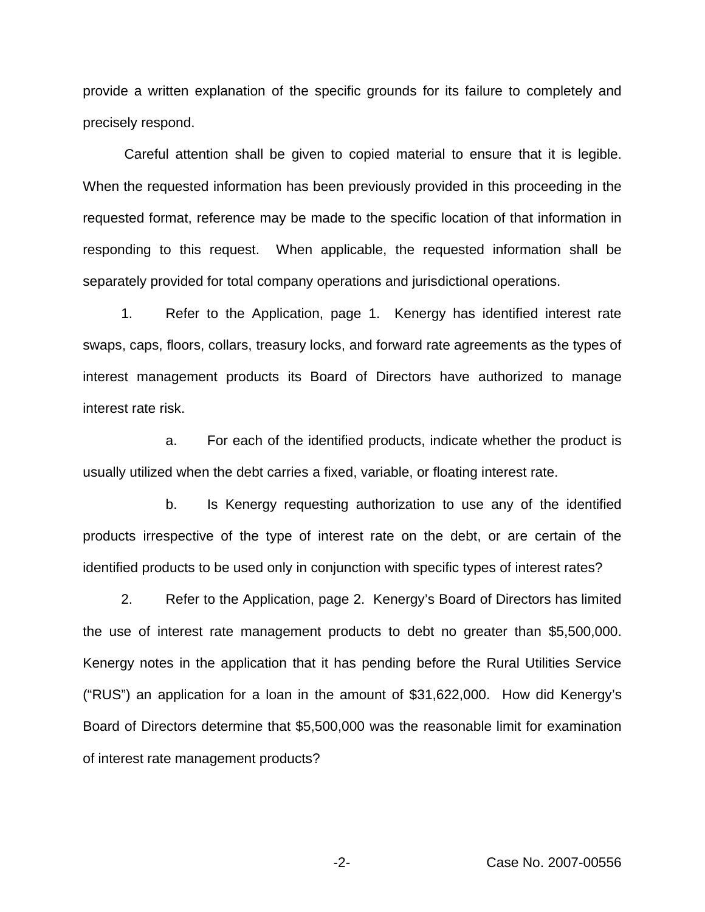provide a written explanation of the specific grounds for its failure to completely and precisely respond.

Careful attention shall be given to copied material to ensure that it is legible. When the requested information has been previously provided in this proceeding in the requested format, reference may be made to the specific location of that information in responding to this request. When applicable, the requested information shall be separately provided for total company operations and jurisdictional operations.

1. Refer to the Application, page 1. Kenergy has identified interest rate swaps, caps, floors, collars, treasury locks, and forward rate agreements as the types of interest management products its Board of Directors have authorized to manage interest rate risk.

   a. For each of the identified products, indicate whether the product is usually utilized when the debt carries a fixed, variable, or floating interest rate.

   b. Is Kenergy requesting authorization to use any of the identified products irrespective of the type of interest rate on the debt, or are certain of the identified products to be used only in conjunction with specific types of interest rates?

2. Refer to the Application, page 2. Kenergy's Board of Directors has limited the use of interest rate management products to debt no greater than $5,500,000. Kenergy notes in the application that it has pending before the Rural Utilities Service ("RUS") an application for a loan in the amount of $31,622,000. How did Kenergy's Board of Directors determine that $5,500,000 was the reasonable limit for examination of interest rate management products?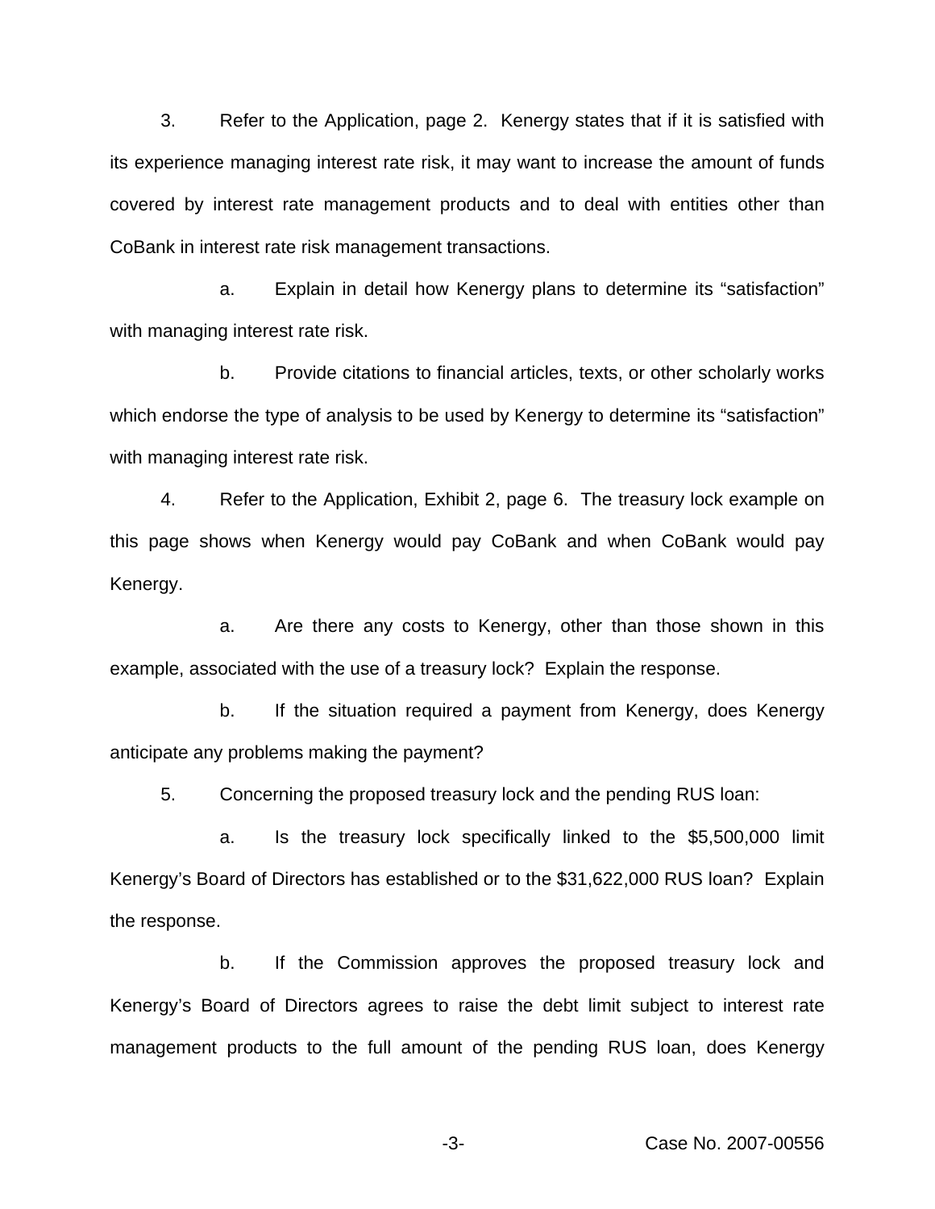3. Refer to the Application, page 2. Kenergy states that if it is satisfied with its experience managing interest rate risk, it may want to increase the amount of funds covered by interest rate management products and to deal with entities other than CoBank in interest rate risk management transactions.

a. Explain in detail how Kenergy plans to determine its "satisfaction" with managing interest rate risk.

b. Provide citations to financial articles, texts, or other scholarly works which endorse the type of analysis to be used by Kenergy to determine its "satisfaction" with managing interest rate risk.

4. Refer to the Application, Exhibit 2, page 6. The treasury lock example on this page shows when Kenergy would pay CoBank and when CoBank would pay Kenergy.

a. Are there any costs to Kenergy, other than those shown in this example, associated with the use of a treasury lock? Explain the response.

b. If the situation required a payment from Kenergy, does Kenergy anticipate any problems making the payment?

5. Concerning the proposed treasury lock and the pending RUS loan:

a. Is the treasury lock specifically linked to the $5,500,000 limit Kenergy's Board of Directors has established or to the $31,622,000 RUS loan? Explain the response.

b. If the Commission approves the proposed treasury lock and Kenergy's Board of Directors agrees to raise the debt limit subject to interest rate management products to the full amount of the pending RUS loan, does Kenergy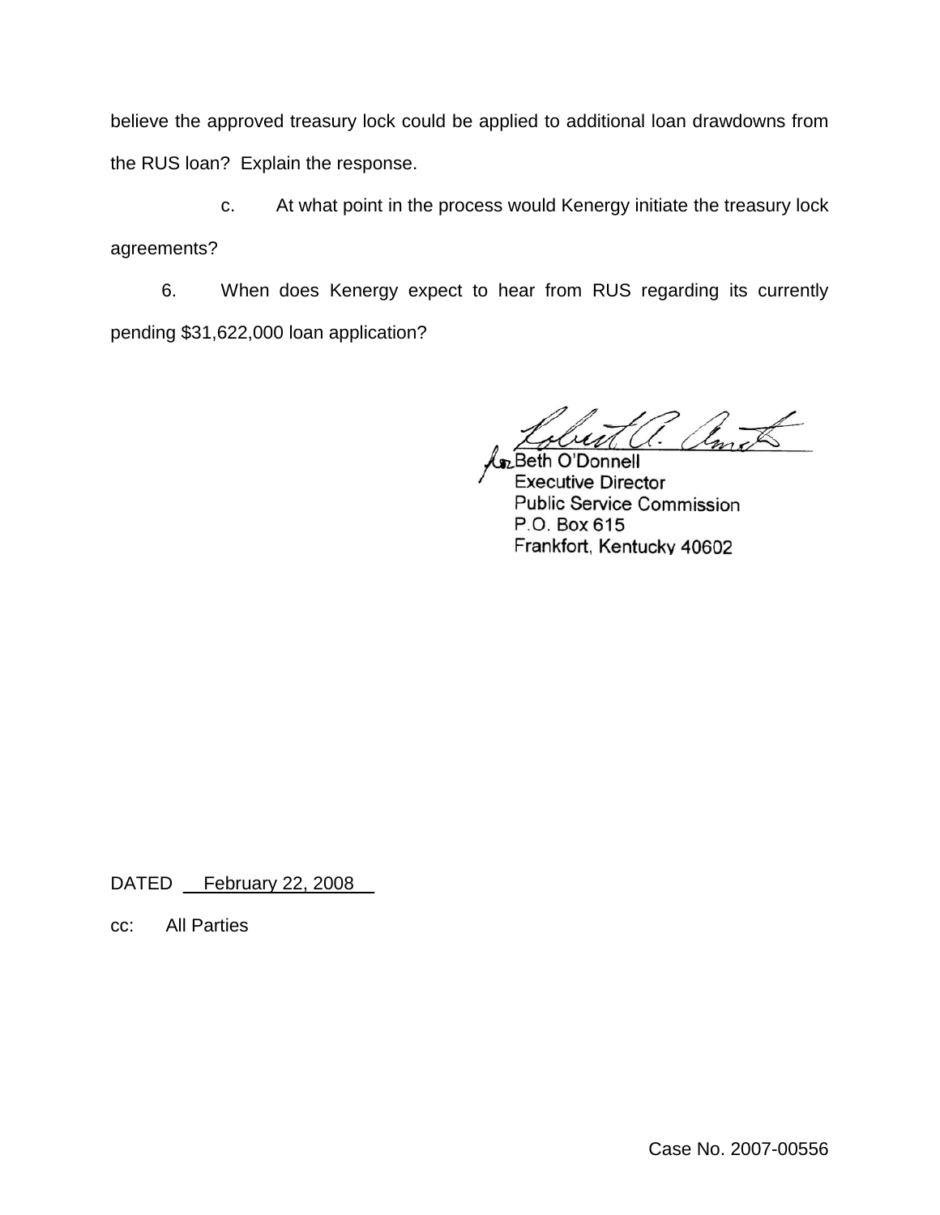believe the approved treasury lock could be applied to additional loan drawdowns from the RUS loan? Explain the response.

c. At what point in the process would Kenergy initiate the treasury lock agreements?

6. When does Kenergy expect to hear from RUS regarding its currently pending $31,622,000 loan application?

for Beth O'Donnell
Executive Director
Public Service Commission
P.O. Box 615
Frankfort, Kentucky 40602

DATED February 22, 2008

cc: All Parties

Case No. 2007-00556